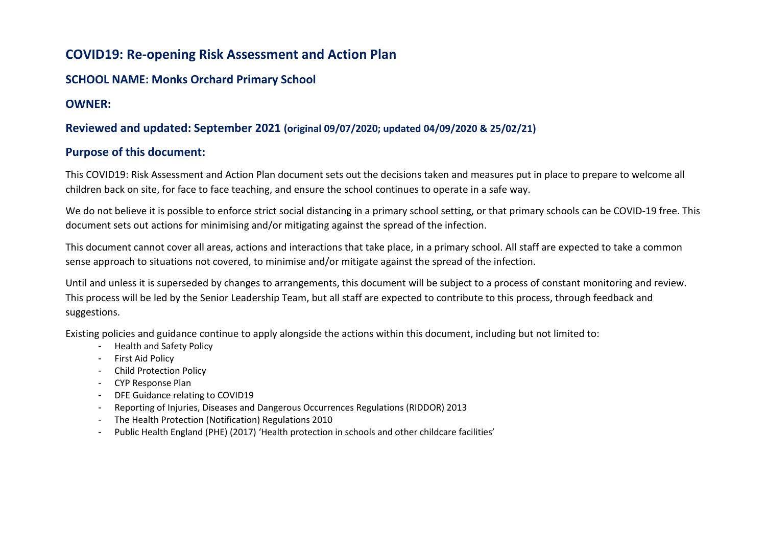# COVID19: Re-opening Risk Assessment and Action Plan

## SCHOOL NAME: Monks Orchard Primary School

## OWNER:

## Reviewed and updated: September 2021 (original 09/07/2020; updated 04/09/2020 & 25/02/21)

## Purpose of this document:

This COVID19: Risk Assessment and Action Plan document sets out the decisions taken and measures put in place to prepare to welcome all children back on site, for face to face teaching, and ensure the school continues to operate in a safe way.

We do not believe it is possible to enforce strict social distancing in a primary school setting, or that primary schools can be COVID-19 free. This document sets out actions for minimising and/or mitigating against the spread of the infection.

This document cannot cover all areas, actions and interactions that take place, in a primary school. All staff are expected to take a common sense approach to situations not covered, to minimise and/or mitigate against the spread of the infection.

Until and unless it is superseded by changes to arrangements, this document will be subject to a process of constant monitoring and review. This process will be led by the Senior Leadership Team, but all staff are expected to contribute to this process, through feedback and suggestions.

Existing policies and guidance continue to apply alongside the actions within this document, including but not limited to:

- Health and Safety Policy
- First Aid Policy
- Child Protection Policy
- CYP Response Plan
- DFE Guidance relating to COVID19
- Reporting of Injuries, Diseases and Dangerous Occurrences Regulations (RIDDOR) 2013
- The Health Protection (Notification) Regulations 2010
- Public Health England (PHE) (2017) 'Health protection in schools and other childcare facilities'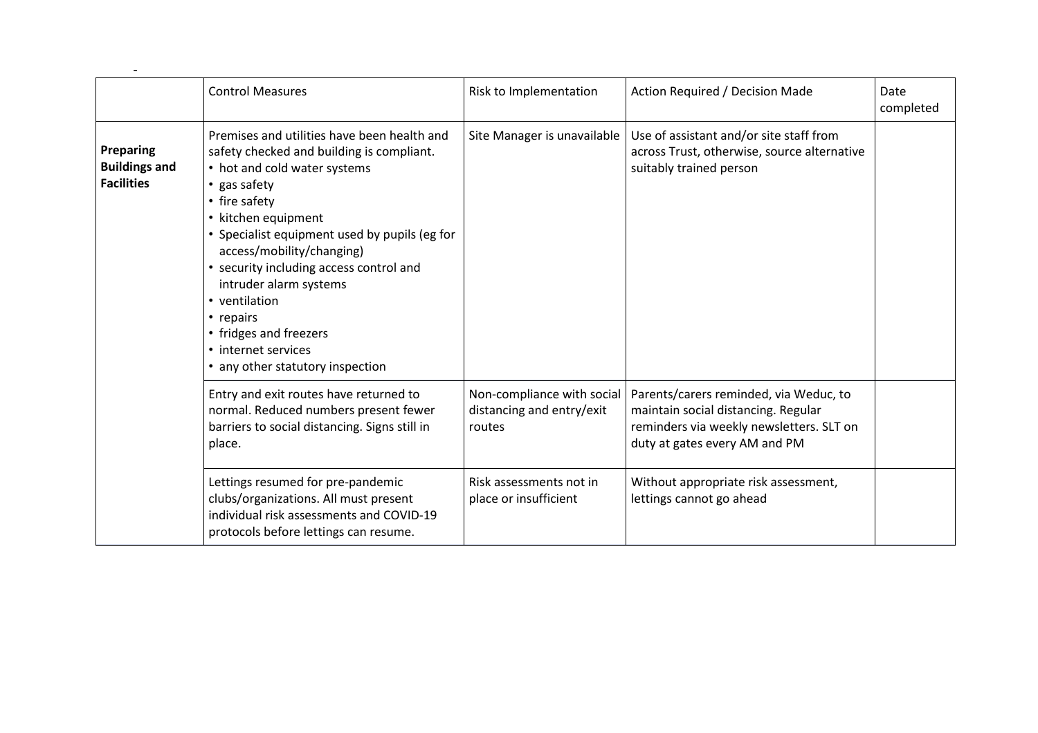-

| | Control Measures | Risk to Implementation | Action Required / Decision Made | Date completed |
|---|---|---|---|---|
| **Preparing Buildings and Facilities** | Premises and utilities have been health and safety checked and building is compliant.<br>• hot and cold water systems<br>• gas safety<br>• fire safety<br>• kitchen equipment<br>• Specialist equipment used by pupils (eg for access/mobility/changing)<br>• security including access control and intruder alarm systems<br>• ventilation<br>• repairs<br>• fridges and freezers<br>• internet services<br>• any other statutory inspection | Site Manager is unavailable | Use of assistant and/or site staff from across Trust, otherwise, source alternative suitably trained person | |
| | Entry and exit routes have returned to normal. Reduced numbers present fewer barriers to social distancing. Signs still in place. | Non-compliance with social distancing and entry/exit routes | Parents/carers reminded, via Weduc, to maintain social distancing. Regular reminders via weekly newsletters. SLT on duty at gates every AM and PM | |
| | Lettings resumed for pre-pandemic clubs/organizations. All must present individual risk assessments and COVID-19 protocols before lettings can resume. | Risk assessments not in place or insufficient | Without appropriate risk assessment, lettings cannot go ahead | |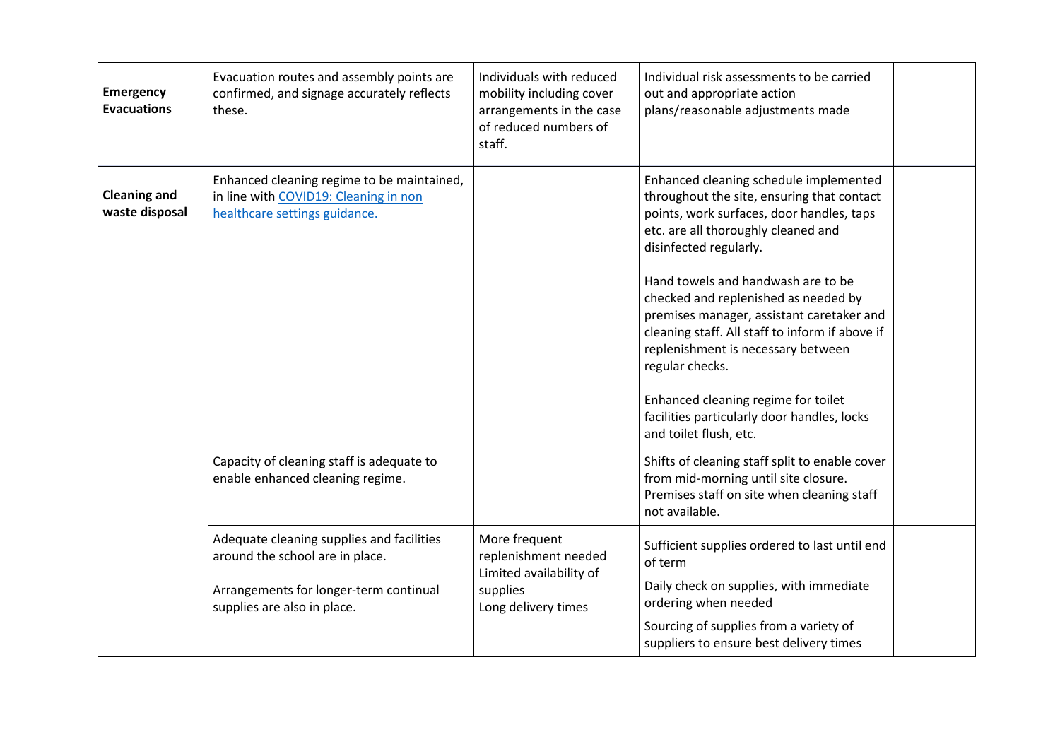| | | | | |
|---|---|---|---|---|
| **Emergency Evacuations** | Evacuation routes and assembly points are confirmed, and signage accurately reflects these. | Individuals with reduced mobility including cover arrangements in the case of reduced numbers of staff. | Individual risk assessments to be carried out and appropriate action plans/reasonable adjustments made | |
| **Cleaning and waste disposal** | Enhanced cleaning regime to be maintained, in line with [COVID19: Cleaning in non healthcare settings guidance.]() | | Enhanced cleaning schedule implemented throughout the site, ensuring that contact points, work surfaces, door handles, taps etc. are all thoroughly cleaned and disinfected regularly.<br><br>Hand towels and handwash are to be checked and replenished as needed by premises manager, assistant caretaker and cleaning staff. All staff to inform if above if replenishment is necessary between regular checks.<br><br>Enhanced cleaning regime for toilet facilities particularly door handles, locks and toilet flush, etc. | |
| | Capacity of cleaning staff is adequate to enable enhanced cleaning regime. | | Shifts of cleaning staff split to enable cover from mid-morning until site closure. Premises staff on site when cleaning staff not available. | |
| | Adequate cleaning supplies and facilities around the school are in place.<br><br>Arrangements for longer-term continual supplies are also in place. | More frequent replenishment needed<br>Limited availability of supplies<br>Long delivery times | Sufficient supplies ordered to last until end of term<br><br>Daily check on supplies, with immediate ordering when needed<br><br>Sourcing of supplies from a variety of suppliers to ensure best delivery times | |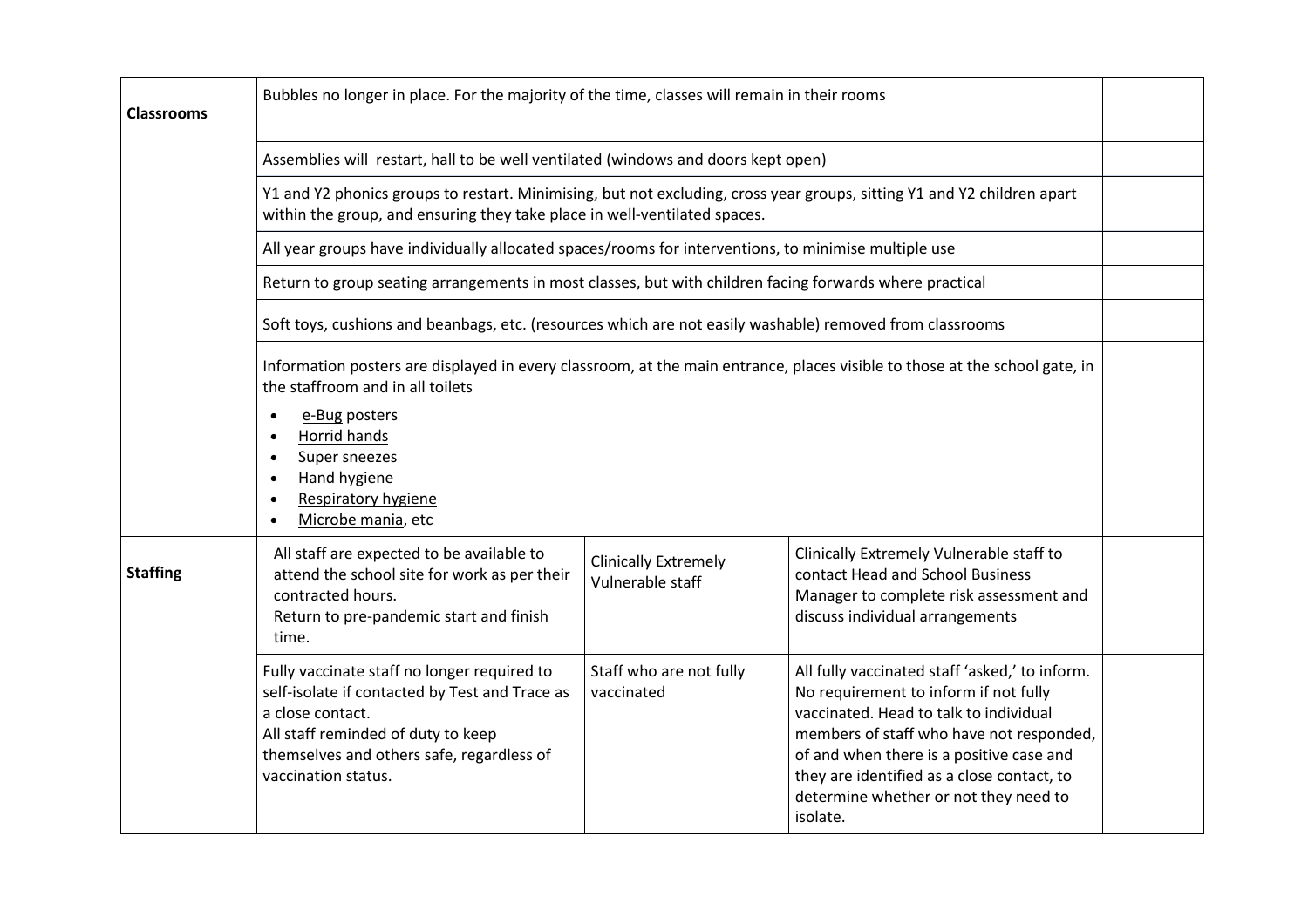| | | | | |
|---|---|---|---|---|
| **Classrooms** | Bubbles no longer in place. For the majority of the time, classes will remain in their rooms | | | |
| | Assemblies will restart, hall to be well ventilated (windows and doors kept open) | | | |
| | Y1 and Y2 phonics groups to restart. Minimising, but not excluding, cross year groups, sitting Y1 and Y2 children apart within the group, and ensuring they take place in well-ventilated spaces. | | | |
| | All year groups have individually allocated spaces/rooms for interventions, to minimise multiple use | | | |
| | Return to group seating arrangements in most classes, but with children facing forwards where practical | | | |
| | Soft toys, cushions and beanbags, etc. (resources which are not easily washable) removed from classrooms | | | |
| | Information posters are displayed in every classroom, at the main entrance, places visible to those at the school gate, in the staffroom and in all toilets<br>• e-Bug posters<br>• Horrid hands<br>• Super sneezes<br>• Hand hygiene<br>• Respiratory hygiene<br>• Microbe mania, etc | | | |
| **Staffing** | All staff are expected to be available to attend the school site for work as per their contracted hours.<br>Return to pre-pandemic start and finish time. | Clinically Extremely Vulnerable staff | Clinically Extremely Vulnerable staff to contact Head and School Business Manager to complete risk assessment and discuss individual arrangements | |
| | Fully vaccinate staff no longer required to self-isolate if contacted by Test and Trace as a close contact.<br>All staff reminded of duty to keep themselves and others safe, regardless of vaccination status. | Staff who are not fully vaccinated | All fully vaccinated staff 'asked,' to inform. No requirement to inform if not fully vaccinated. Head to talk to individual members of staff who have not responded, of and when there is a positive case and they are identified as a close contact, to determine whether or not they need to isolate. | |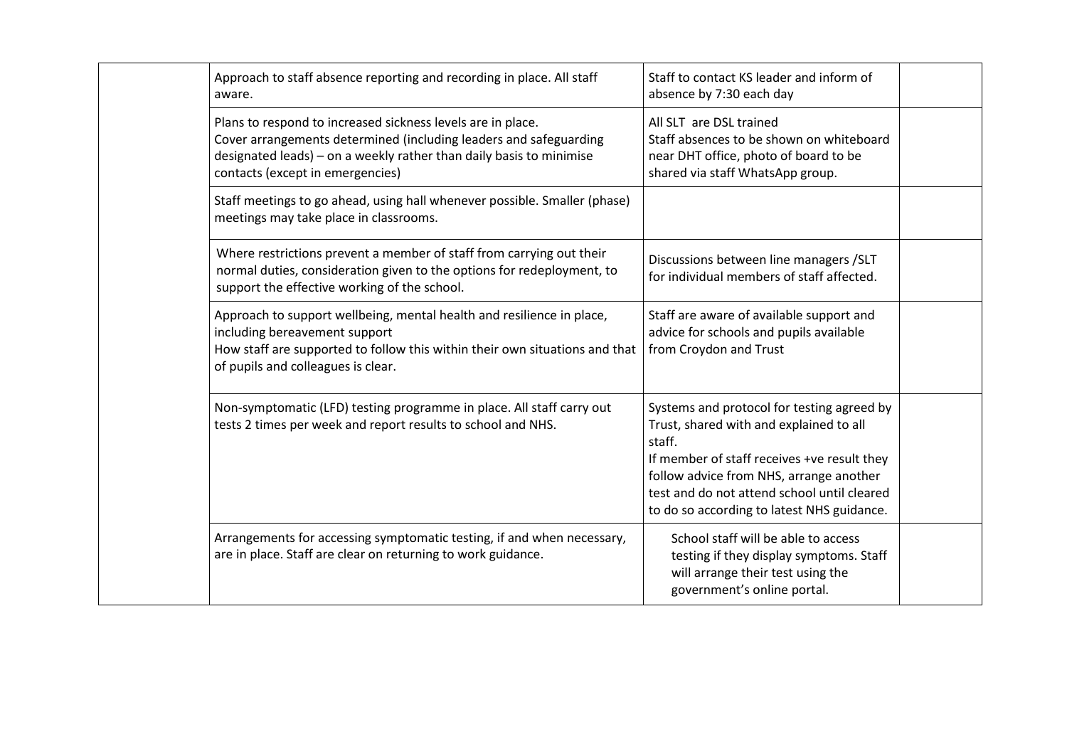| | | | |
|---|---|---|---|
| | Approach to staff absence reporting and recording in place. All staff aware. | Staff to contact KS leader and inform of absence by 7:30 each day | |
| | Plans to respond to increased sickness levels are in place.<br>Cover arrangements determined (including leaders and safeguarding designated leads) – on a weekly rather than daily basis to minimise contacts (except in emergencies) | All SLT are DSL trained<br>Staff absences to be shown on whiteboard near DHT office, photo of board to be shared via staff WhatsApp group. | |
| | Staff meetings to go ahead, using hall whenever possible. Smaller (phase) meetings may take place in classrooms. | | |
| | Where restrictions prevent a member of staff from carrying out their normal duties, consideration given to the options for redeployment, to support the effective working of the school. | Discussions between line managers /SLT for individual members of staff affected. | |
| | Approach to support wellbeing, mental health and resilience in place, including bereavement support<br>How staff are supported to follow this within their own situations and that of pupils and colleagues is clear. | Staff are aware of available support and advice for schools and pupils available from Croydon and Trust | |
| | Non-symptomatic (LFD) testing programme in place. All staff carry out tests 2 times per week and report results to school and NHS. | Systems and protocol for testing agreed by Trust, shared with and explained to all staff.<br>If member of staff receives +ve result they follow advice from NHS, arrange another test and do not attend school until cleared to do so according to latest NHS guidance. | |
| | Arrangements for accessing symptomatic testing, if and when necessary, are in place. Staff are clear on returning to work guidance. | School staff will be able to access testing if they display symptoms. Staff will arrange their test using the government's online portal. | |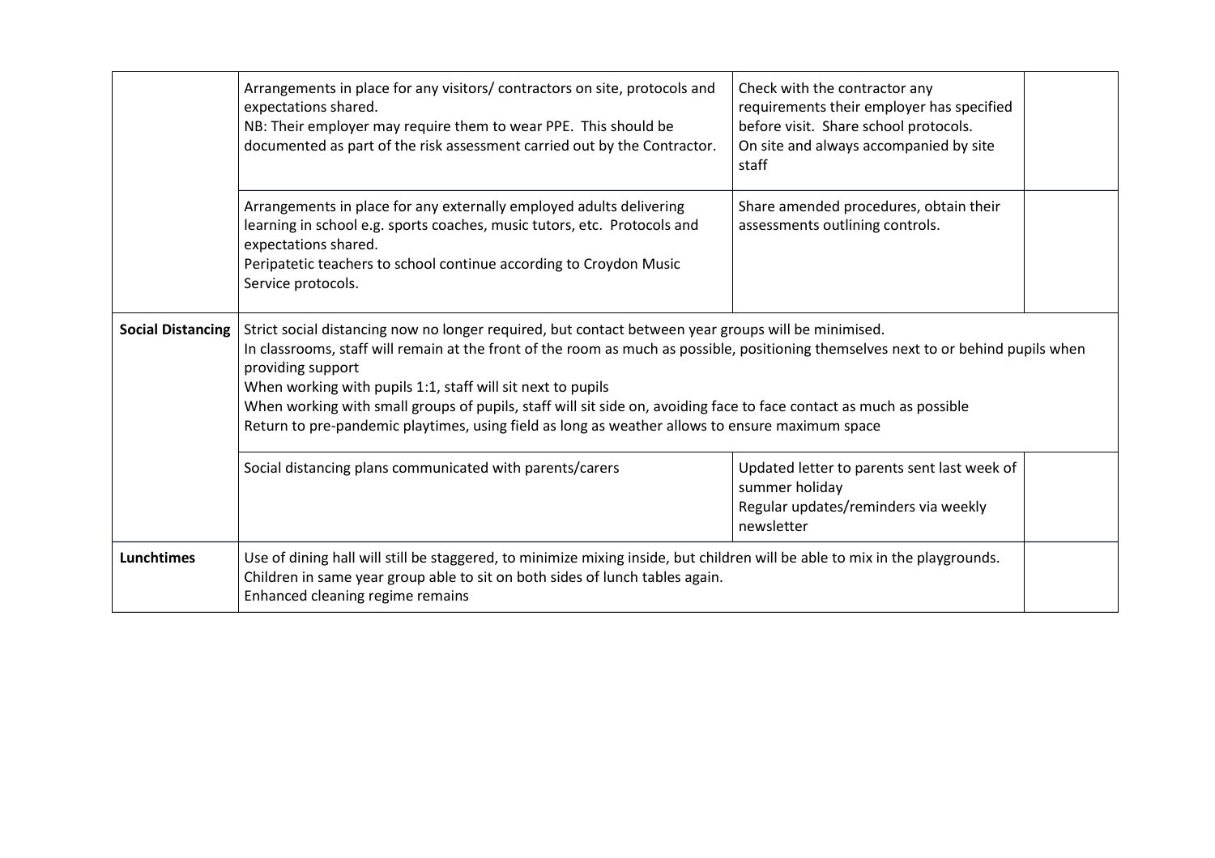| | | | |
|---|---|---|---|
| | Arrangements in place for any visitors/ contractors on site, protocols and expectations shared.<br>NB: Their employer may require them to wear PPE. This should be documented as part of the risk assessment carried out by the Contractor. | Check with the contractor any requirements their employer has specified before visit. Share school protocols.<br>On site and always accompanied by site staff | |
| | Arrangements in place for any externally employed adults delivering learning in school e.g. sports coaches, music tutors, etc. Protocols and expectations shared.<br>Peripatetic teachers to school continue according to Croydon Music Service protocols. | Share amended procedures, obtain their assessments outlining controls. | |
| **Social Distancing** | Strict social distancing now no longer required, but contact between year groups will be minimised.<br>In classrooms, staff will remain at the front of the room as much as possible, positioning themselves next to or behind pupils when providing support<br>When working with pupils 1:1, staff will sit next to pupils<br>When working with small groups of pupils, staff will sit side on, avoiding face to face contact as much as possible<br>Return to pre-pandemic playtimes, using field as long as weather allows to ensure maximum space | | |
| | Social distancing plans communicated with parents/carers | Updated letter to parents sent last week of summer holiday<br>Regular updates/reminders via weekly newsletter | |
| **Lunchtimes** | Use of dining hall will still be staggered, to minimize mixing inside, but children will be able to mix in the playgrounds.<br>Children in same year group able to sit on both sides of lunch tables again.<br>Enhanced cleaning regime remains | | |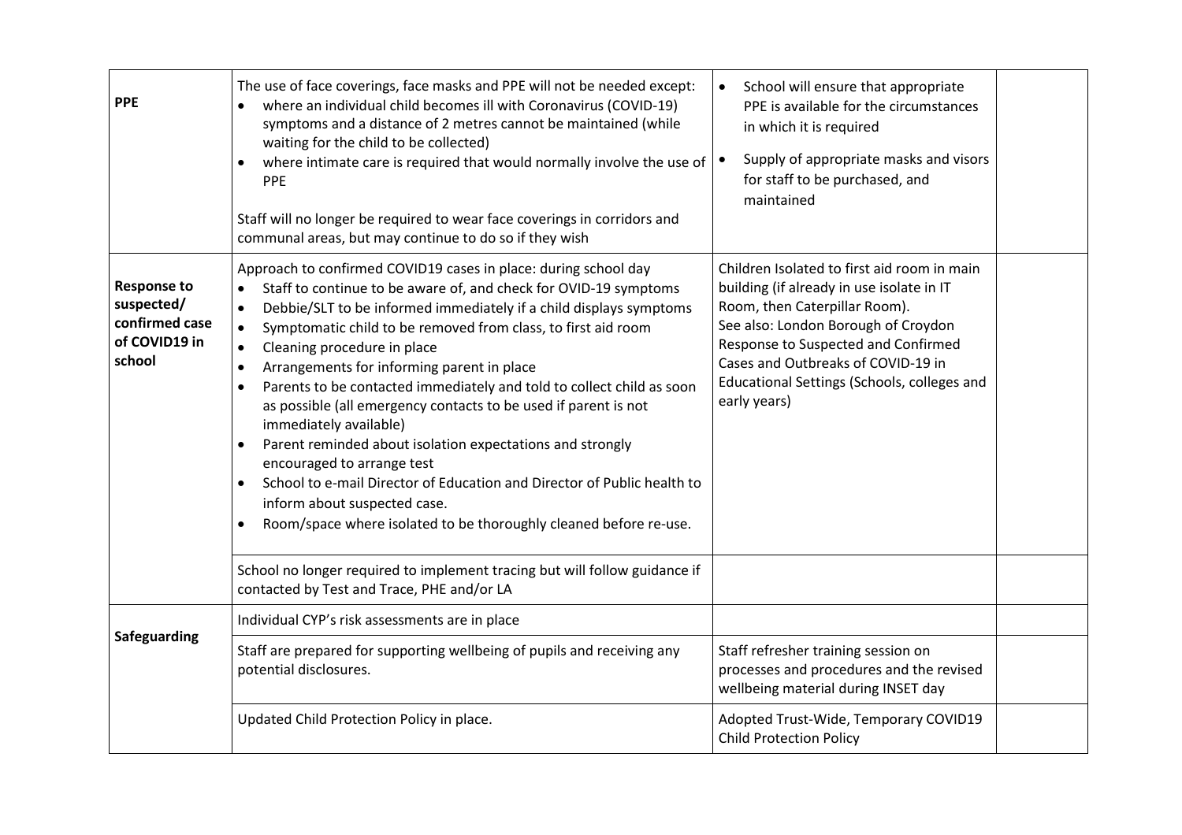| | | | |
|---|---|---|---|
| **PPE** | The use of face coverings, face masks and PPE will not be needed except:<br>• where an individual child becomes ill with Coronavirus (COVID-19) symptoms and a distance of 2 metres cannot be maintained (while waiting for the child to be collected)<br>• where intimate care is required that would normally involve the use of PPE<br><br>Staff will no longer be required to wear face coverings in corridors and communal areas, but may continue to do so if they wish | • School will ensure that appropriate PPE is available for the circumstances in which it is required<br>• Supply of appropriate masks and visors for staff to be purchased, and maintained | |
| **Response to suspected/ confirmed case of COVID19 in school** | Approach to confirmed COVID19 cases in place: during school day<br>• Staff to continue to be aware of, and check for OVID-19 symptoms<br>• Debbie/SLT to be informed immediately if a child displays symptoms<br>• Symptomatic child to be removed from class, to first aid room<br>• Cleaning procedure in place<br>• Arrangements for informing parent in place<br>• Parents to be contacted immediately and told to collect child as soon as possible (all emergency contacts to be used if parent is not immediately available)<br>• Parent reminded about isolation expectations and strongly encouraged to arrange test<br>• School to e-mail Director of Education and Director of Public health to inform about suspected case.<br>• Room/space where isolated to be thoroughly cleaned before re-use. | Children Isolated to first aid room in main building (if already in use isolate in IT Room, then Caterpillar Room).<br>See also: London Borough of Croydon Response to Suspected and Confirmed Cases and Outbreaks of COVID-19 in Educational Settings (Schools, colleges and early years) | |
| | School no longer required to implement tracing but will follow guidance if contacted by Test and Trace, PHE and/or LA | | |
| **Safeguarding** | Individual CYP's risk assessments are in place | | |
| | Staff are prepared for supporting wellbeing of pupils and receiving any potential disclosures. | Staff refresher training session on processes and procedures and the revised wellbeing material during INSET day | |
| | Updated Child Protection Policy in place. | Adopted Trust-Wide, Temporary COVID19 Child Protection Policy | |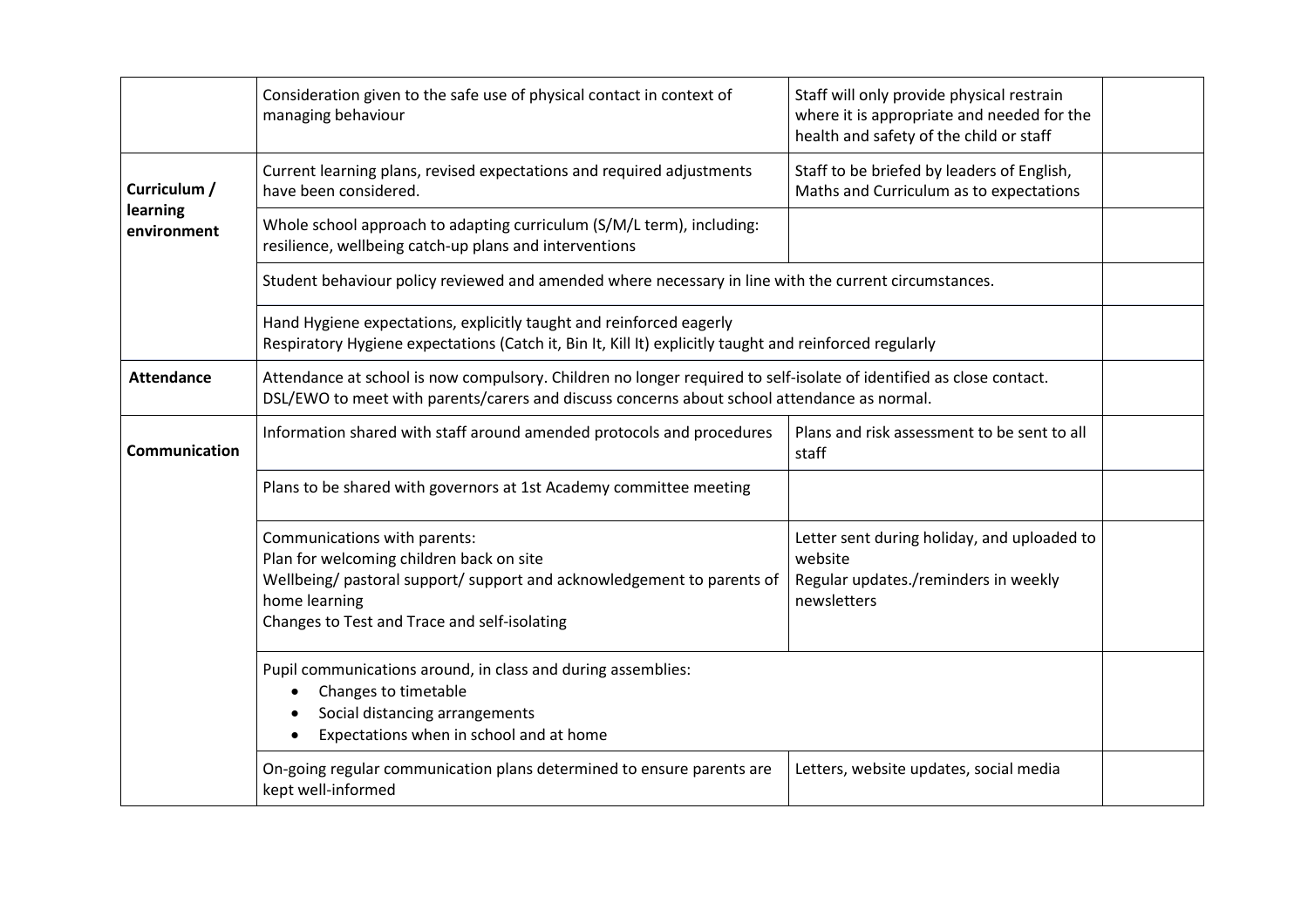| | | | |
|---|---|---|---|
| | Consideration given to the safe use of physical contact in context of managing behaviour | Staff will only provide physical restrain where it is appropriate and needed for the health and safety of the child or staff | |
| **Curriculum / learning environment** | Current learning plans, revised expectations and required adjustments have been considered. | Staff to be briefed by leaders of English, Maths and Curriculum as to expectations | |
| | Whole school approach to adapting curriculum (S/M/L term), including: resilience, wellbeing catch-up plans and interventions | | |
| | Student behaviour policy reviewed and amended where necessary in line with the current circumstances. | | |
| | Hand Hygiene expectations, explicitly taught and reinforced eagerly<br>Respiratory Hygiene expectations (Catch it, Bin It, Kill It) explicitly taught and reinforced regularly | | |
| **Attendance** | Attendance at school is now compulsory. Children no longer required to self-isolate of identified as close contact.<br>DSL/EWO to meet with parents/carers and discuss concerns about school attendance as normal. | | |
| **Communication** | Information shared with staff around amended protocols and procedures | Plans and risk assessment to be sent to all staff | |
| | Plans to be shared with governors at 1st Academy committee meeting | | |
| | Communications with parents:<br>Plan for welcoming children back on site<br>Wellbeing/ pastoral support/ support and acknowledgement to parents of home learning<br>Changes to Test and Trace and self-isolating | Letter sent during holiday, and uploaded to website<br>Regular updates./reminders in weekly newsletters | |
| | Pupil communications around, in class and during assemblies:<br>• Changes to timetable<br>• Social distancing arrangements<br>• Expectations when in school and at home | | |
| | On-going regular communication plans determined to ensure parents are kept well-informed | Letters, website updates, social media | |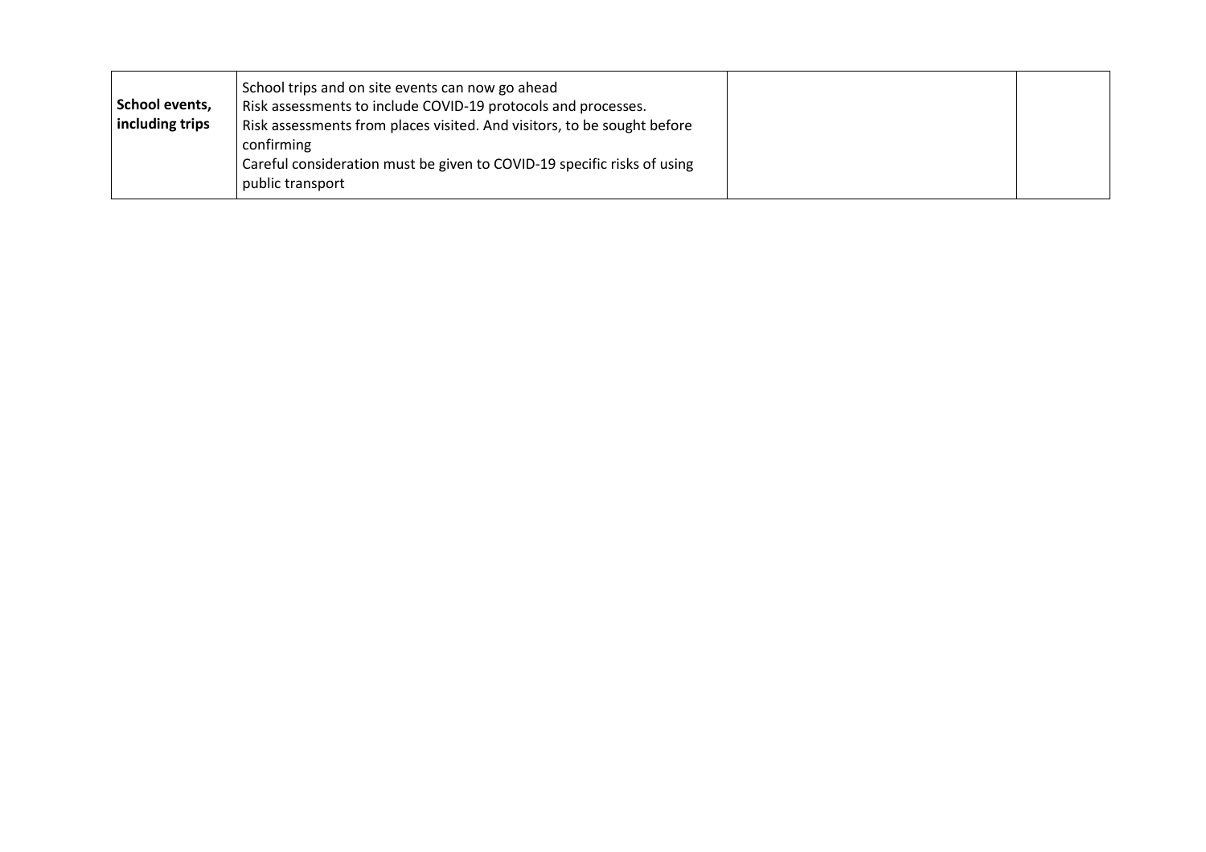| | | | |
|---|---|---|---|
| **School events, including trips** | School trips and on site events can now go ahead<br>Risk assessments to include COVID-19 protocols and processes.<br>Risk assessments from places visited. And visitors, to be sought before confirming<br>Careful consideration must be given to COVID-19 specific risks of using public transport | | |